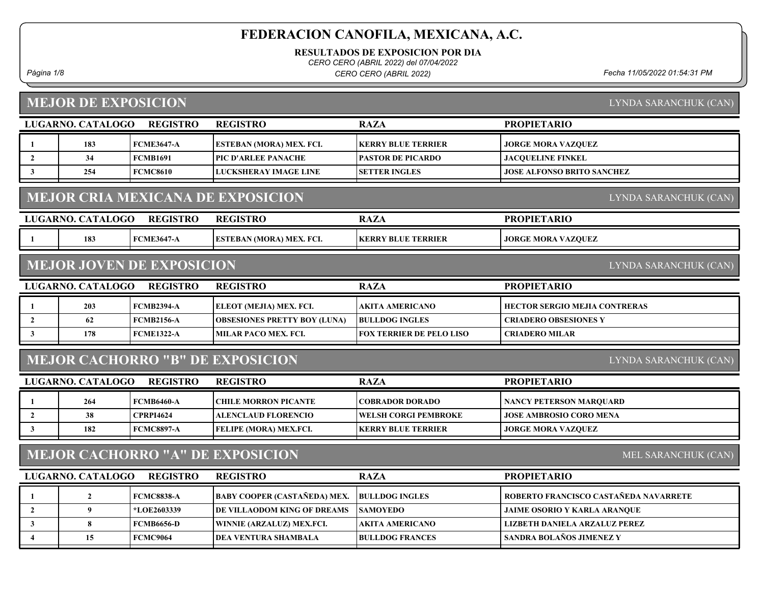# FEDERACION CANOFILA, MEXICANA, A.C.

**RESULTADOS DE EXPOSICION POR DIA**

*CERO CERO (ABRIL 2022) del 07/04/2022*

*CERO CERO (ABRIL 2022)*

*Fecha 11/05/2022 01:54:31 PM*

## MEJOR DE EXPOSICION

LYNDA SARANCHUK (CAN)

| LUGAR | NO. CATALOGO | REGISTRO | REGISTRO | RAZA | PROPIETARIO |
|---|---|---|---|---|---|
| 1 | 183 | FCME3647-A | ESTEBAN (MORA) MEX. FCI. | KERRY BLUE TERRIER | JORGE MORA VAZQUEZ |
| 2 | 34 | FCMB1691 | PIC D'ARLEE PANACHE | PASTOR DE PICARDO | JACQUELINE FINKEL |
| 3 | 254 | FCMC8610 | LUCKSHERAY IMAGE LINE | SETTER INGLES | JOSE ALFONSO BRITO SANCHEZ |

## MEJOR CRIA MEXICANA DE EXPOSICION

LYNDA SARANCHUK (CAN)

| LUGAR | NO. CATALOGO | REGISTRO | REGISTRO | RAZA | PROPIETARIO |
|---|---|---|---|---|---|
| 1 | 183 | FCME3647-A | ESTEBAN (MORA) MEX. FCI. | KERRY BLUE TERRIER | JORGE MORA VAZQUEZ |

## MEJOR JOVEN DE EXPOSICION

LYNDA SARANCHUK (CAN)

| LUGAR | NO. CATALOGO | REGISTRO | REGISTRO | RAZA | PROPIETARIO |
|---|---|---|---|---|---|
| 1 | 203 | FCMB2394-A | ELEOT (MEJIA) MEX. FCI. | AKITA AMERICANO | HECTOR SERGIO MEJIA CONTRERAS |
| 2 | 62 | FCMB2156-A | OBSESIONES PRETTY BOY (LUNA) | BULLDOG INGLES | CRIADERO OBSESIONES Y |
| 3 | 178 | FCME1322-A | MILAR PACO MEX. FCI. | FOX TERRIER DE PELO LISO | CRIADERO MILAR |

## MEJOR CACHORRO "B" DE EXPOSICION

LYNDA SARANCHUK (CAN)

| LUGAR | NO. CATALOGO | REGISTRO | REGISTRO | RAZA | PROPIETARIO |
|---|---|---|---|---|---|
| 1 | 264 | FCMB6460-A | CHILE MORRON PICANTE | COBRADOR DORADO | NANCY PETERSON MARQUARD |
| 2 | 38 | CPRPI4624 | ALENCLAUD FLORENCIO | WELSH CORGI PEMBROKE | JOSE AMBROSIO CORO MENA |
| 3 | 182 | FCMC8897-A | FELIPE (MORA) MEX.FCI. | KERRY BLUE TERRIER | JORGE MORA VAZQUEZ |

## MEJOR CACHORRO "A" DE EXPOSICION

MEL SARANCHUK (CAN)

| LUGAR | NO. CATALOGO | REGISTRO | REGISTRO | RAZA | PROPIETARIO |
|---|---|---|---|---|---|
| 1 | 2 | FCMC8838-A | BABY COOPER (CASTAÑEDA) MEX. | BULLDOG INGLES | ROBERTO FRANCISCO CASTAÑEDA NAVARRETE |
| 2 | 9 | *LOE2603339 | DE VILLAODOM KING OF DREAMS | SAMOYEDO | JAIME OSORIO Y KARLA ARANQUE |
| 3 | 8 | FCMB6656-D | WINNIE (ARZALUZ) MEX.FCI. | AKITA AMERICANO | LIZBETH DANIELA ARZALUZ PEREZ |
| 4 | 15 | FCMC9064 | DEA VENTURA SHAMBALA | BULLDOG FRANCES | SANDRA BOLAÑOS JIMENEZ Y |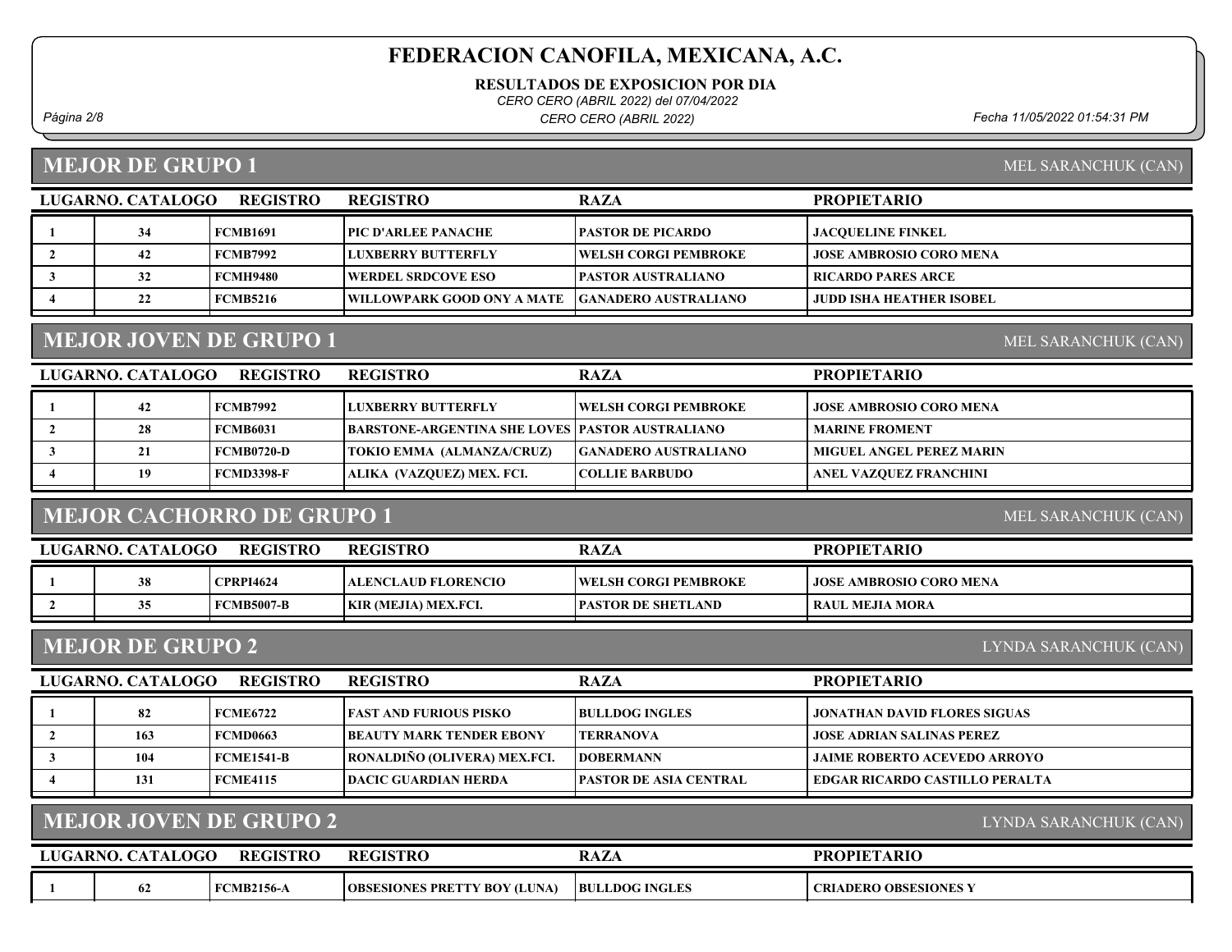# FEDERACION CANOFILA, MEXICANA, A.C.

**RESULTADOS DE EXPOSICION POR DIA**

*CERO CERO (ABRIL 2022) del 07/04/2022*

*CERO CERO (ABRIL 2022)*

*Fecha 11/05/2022 01:54:31 PM*

## MEJOR DE GRUPO 1

MEL SARANCHUK (CAN)

| LUGAR | NO. CATALOGO | REGISTRO | REGISTRO | RAZA | PROPIETARIO |
|---|---|---|---|---|---|
| 1 | 34 | FCMB1691 | PIC D'ARLEE PANACHE | PASTOR DE PICARDO | JACQUELINE FINKEL |
| 2 | 42 | FCMB7992 | LUXBERRY BUTTERFLY | WELSH CORGI PEMBROKE | JOSE AMBROSIO CORO MENA |
| 3 | 32 | FCMH9480 | WERDEL SRDCOVE ESO | PASTOR AUSTRALIANO | RICARDO PARES ARCE |
| 4 | 22 | FCMB5216 | WILLOWPARK GOOD ONY A MATE | GANADERO AUSTRALIANO | JUDD ISHA HEATHER ISOBEL |

## MEJOR JOVEN DE GRUPO 1

MEL SARANCHUK (CAN)

| LUGAR | NO. CATALOGO | REGISTRO | REGISTRO | RAZA | PROPIETARIO |
|---|---|---|---|---|---|
| 1 | 42 | FCMB7992 | LUXBERRY BUTTERFLY | WELSH CORGI PEMBROKE | JOSE AMBROSIO CORO MENA |
| 2 | 28 | FCMB6031 | BARSTONE-ARGENTINA SHE LOVES | PASTOR AUSTRALIANO | MARINE FROMENT |
| 3 | 21 | FCMB0720-D | TOKIO EMMA (ALMANZA/CRUZ) | GANADERO AUSTRALIANO | MIGUEL ANGEL PEREZ MARIN |
| 4 | 19 | FCMD3398-F | ALIKA (VAZQUEZ) MEX. FCI. | COLLIE BARBUDO | ANEL VAZQUEZ FRANCHINI |

## MEJOR CACHORRO DE GRUPO 1

MEL SARANCHUK (CAN)

| LUGAR | NO. CATALOGO | REGISTRO | REGISTRO | RAZA | PROPIETARIO |
|---|---|---|---|---|---|
| 1 | 38 | CPRPI4624 | ALENCLAUD FLORENCIO | WELSH CORGI PEMBROKE | JOSE AMBROSIO CORO MENA |
| 2 | 35 | FCMB5007-B | KIR (MEJIA) MEX.FCI. | PASTOR DE SHETLAND | RAUL MEJIA MORA |

## MEJOR DE GRUPO 2

LYNDA SARANCHUK (CAN)

| LUGAR | NO. CATALOGO | REGISTRO | REGISTRO | RAZA | PROPIETARIO |
|---|---|---|---|---|---|
| 1 | 82 | FCME6722 | FAST AND FURIOUS PISKO | BULLDOG INGLES | JONATHAN DAVID FLORES SIGUAS |
| 2 | 163 | FCMD0663 | BEAUTY MARK TENDER EBONY | TERRANOVA | JOSE ADRIAN SALINAS PEREZ |
| 3 | 104 | FCME1541-B | RONALDIÑO (OLIVERA) MEX.FCI. | DOBERMANN | JAIME ROBERTO ACEVEDO ARROYO |
| 4 | 131 | FCME4115 | DACIC GUARDIAN HERDA | PASTOR DE ASIA CENTRAL | EDGAR RICARDO CASTILLO PERALTA |

## MEJOR JOVEN DE GRUPO 2

LYNDA SARANCHUK (CAN)

| LUGAR | NO. CATALOGO | REGISTRO | REGISTRO | RAZA | PROPIETARIO |
|---|---|---|---|---|---|
| 1 | 62 | FCMB2156-A | OBSESIONES PRETTY BOY (LUNA) | BULLDOG INGLES | CRIADERO OBSESIONES Y |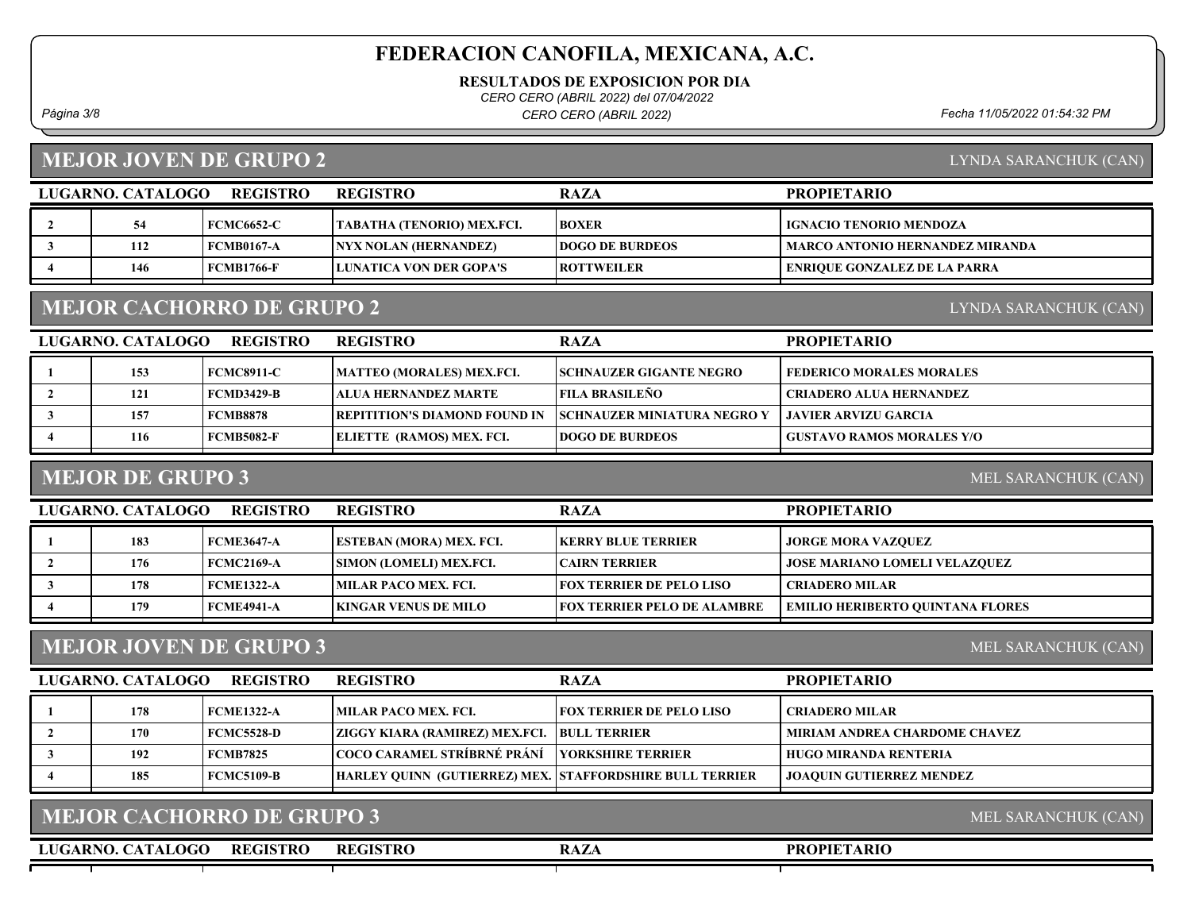# FEDERACION CANOFILA, MEXICANA, A.C.

**RESULTADOS DE EXPOSICION POR DIA**

*CERO CERO (ABRIL 2022) del 07/04/2022*

*CERO CERO (ABRIL 2022)*

*Fecha 11/05/2022 01:54:32 PM*

## MEJOR JOVEN DE GRUPO 2

LYNDA SARANCHUK (CAN)

| LUGAR | NO. CATALOGO | REGISTRO | REGISTRO | RAZA | PROPIETARIO |
|---|---|---|---|---|---|
| 2 | 54 | FCMC6652-C | TABATHA (TENORIO) MEX.FCI. | BOXER | IGNACIO TENORIO MENDOZA |
| 3 | 112 | FCMB0167-A | NYX NOLAN (HERNANDEZ) | DOGO DE BURDEOS | MARCO ANTONIO HERNANDEZ MIRANDA |
| 4 | 146 | FCMB1766-F | LUNATICA VON DER GOPA'S | ROTTWEILER | ENRIQUE GONZALEZ DE LA PARRA |

## MEJOR CACHORRO DE GRUPO 2

LYNDA SARANCHUK (CAN)

| LUGAR | NO. CATALOGO | REGISTRO | REGISTRO | RAZA | PROPIETARIO |
|---|---|---|---|---|---|
| 1 | 153 | FCMC8911-C | MATTEO (MORALES) MEX.FCI. | SCHNAUZER GIGANTE NEGRO | FEDERICO MORALES MORALES |
| 2 | 121 | FCMD3429-B | ALUA HERNANDEZ MARTE | FILA BRASILEÑO | CRIADERO ALUA HERNANDEZ |
| 3 | 157 | FCMB8878 | REPITITION'S DIAMOND FOUND IN | SCHNAUZER MINIATURA NEGRO Y | JAVIER ARVIZU GARCIA |
| 4 | 116 | FCMB5082-F | ELIETTE (RAMOS) MEX. FCI. | DOGO DE BURDEOS | GUSTAVO RAMOS MORALES Y/O |

## MEJOR DE GRUPO 3

MEL SARANCHUK (CAN)

| LUGAR | NO. CATALOGO | REGISTRO | REGISTRO | RAZA | PROPIETARIO |
|---|---|---|---|---|---|
| 1 | 183 | FCME3647-A | ESTEBAN (MORA) MEX. FCI. | KERRY BLUE TERRIER | JORGE MORA VAZQUEZ |
| 2 | 176 | FCMC2169-A | SIMON (LOMELI) MEX.FCI. | CAIRN TERRIER | JOSE MARIANO LOMELI VELAZQUEZ |
| 3 | 178 | FCME1322-A | MILAR PACO MEX. FCI. | FOX TERRIER DE PELO LISO | CRIADERO MILAR |
| 4 | 179 | FCME4941-A | KINGAR VENUS DE MILO | FOX TERRIER PELO DE ALAMBRE | EMILIO HERIBERTO QUINTANA FLORES |

## MEJOR JOVEN DE GRUPO 3

MEL SARANCHUK (CAN)

| LUGAR | NO. CATALOGO | REGISTRO | REGISTRO | RAZA | PROPIETARIO |
|---|---|---|---|---|---|
| 1 | 178 | FCME1322-A | MILAR PACO MEX. FCI. | FOX TERRIER DE PELO LISO | CRIADERO MILAR |
| 2 | 170 | FCMC5528-D | ZIGGY KIARA (RAMIREZ) MEX.FCI. | BULL TERRIER | MIRIAM ANDREA CHARDOME CHAVEZ |
| 3 | 192 | FCMB7825 | COCO CARAMEL STŘÍBRNÉ PRÁNÍ | YORKSHIRE TERRIER | HUGO MIRANDA RENTERIA |
| 4 | 185 | FCMC5109-B | HARLEY QUINN (GUTIERREZ) MEX. | STAFFORDSHIRE BULL TERRIER | JOAQUIN GUTIERREZ MENDEZ |

## MEJOR CACHORRO DE GRUPO 3

MEL SARANCHUK (CAN)

| LUGAR | NO. CATALOGO | REGISTRO | REGISTRO | RAZA | PROPIETARIO |
|---|---|---|---|---|---|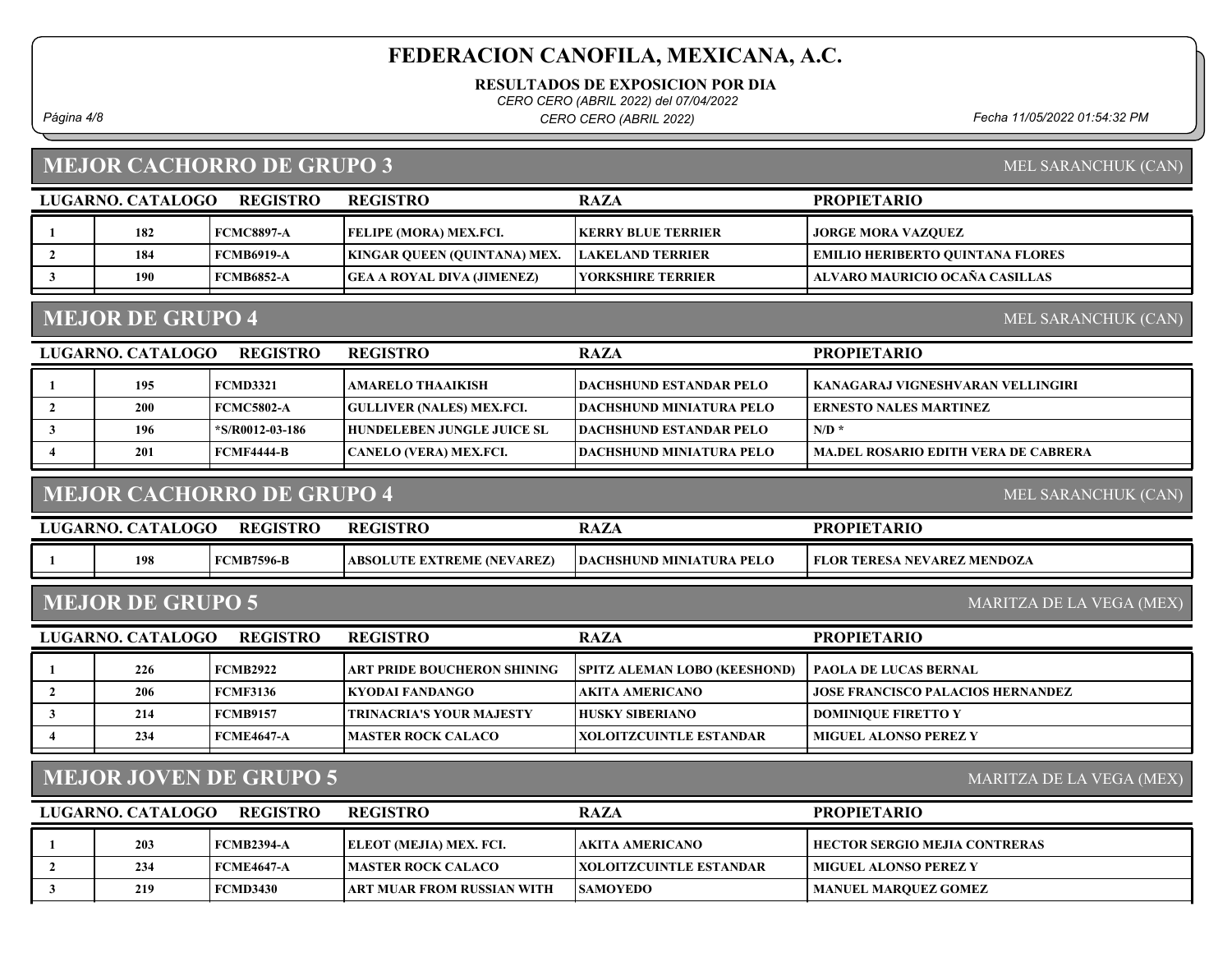# FEDERACION CANOFILA, MEXICANA, A.C.

**RESULTADOS DE EXPOSICION POR DIA**

*CERO CERO (ABRIL 2022) del 07/04/2022*

*CERO CERO (ABRIL 2022)*

*Fecha 11/05/2022 01:54:32 PM*

## MEJOR CACHORRO DE GRUPO 3

MEL SARANCHUK (CAN)

| LUGAR | NO. CATALOGO | REGISTRO | REGISTRO | RAZA | PROPIETARIO |
|---|---|---|---|---|---|
| 1 | 182 | FCMC8897-A | FELIPE (MORA) MEX.FCI. | KERRY BLUE TERRIER | JORGE MORA VAZQUEZ |
| 2 | 184 | FCMB6919-A | KINGAR QUEEN (QUINTANA) MEX. | LAKELAND TERRIER | EMILIO HERIBERTO QUINTANA FLORES |
| 3 | 190 | FCMB6852-A | GEA A ROYAL DIVA (JIMENEZ) | YORKSHIRE TERRIER | ALVARO MAURICIO OCAÑA CASILLAS |

## MEJOR DE GRUPO 4

MEL SARANCHUK (CAN)

| LUGAR | NO. CATALOGO | REGISTRO | REGISTRO | RAZA | PROPIETARIO |
|---|---|---|---|---|---|
| 1 | 195 | FCMD3321 | AMARELO THAAIKISH | DACHSHUND ESTANDAR PELO | KANAGARAJ VIGNESHVARAN VELLINGIRI |
| 2 | 200 | FCMC5802-A | GULLIVER (NALES) MEX.FCI. | DACHSHUND MINIATURA PELO | ERNESTO NALES MARTINEZ |
| 3 | 196 | *S/R0012-03-186 | HUNDELEBEN JUNGLE JUICE SL | DACHSHUND ESTANDAR PELO | N/D * |
| 4 | 201 | FCMF4444-B | CANELO (VERA) MEX.FCI. | DACHSHUND MINIATURA PELO | MA.DEL ROSARIO EDITH VERA DE CABRERA |

## MEJOR CACHORRO DE GRUPO 4

MEL SARANCHUK (CAN)

| LUGAR | NO. CATALOGO | REGISTRO | REGISTRO | RAZA | PROPIETARIO |
|---|---|---|---|---|---|
| 1 | 198 | FCMB7596-B | ABSOLUTE EXTREME (NEVAREZ) | DACHSHUND MINIATURA PELO | FLOR TERESA NEVAREZ MENDOZA |

## MEJOR DE GRUPO 5

MARITZA DE LA VEGA (MEX)

| LUGAR | NO. CATALOGO | REGISTRO | REGISTRO | RAZA | PROPIETARIO |
|---|---|---|---|---|---|
| 1 | 226 | FCMB2922 | ART PRIDE BOUCHERON SHINING | SPITZ ALEMAN LOBO (KEESHOND) | PAOLA DE LUCAS BERNAL |
| 2 | 206 | FCMF3136 | KYODAI FANDANGO | AKITA AMERICANO | JOSE FRANCISCO PALACIOS HERNANDEZ |
| 3 | 214 | FCMB9157 | TRINACRIA'S YOUR MAJESTY | HUSKY SIBERIANO | DOMINIQUE FIRETTO Y |
| 4 | 234 | FCME4647-A | MASTER ROCK CALACO | XOLOITZCUINTLE ESTANDAR | MIGUEL ALONSO PEREZ Y |

## MEJOR JOVEN DE GRUPO 5

MARITZA DE LA VEGA (MEX)

| LUGAR | NO. CATALOGO | REGISTRO | REGISTRO | RAZA | PROPIETARIO |
|---|---|---|---|---|---|
| 1 | 203 | FCMB2394-A | ELEOT (MEJIA) MEX. FCI. | AKITA AMERICANO | HECTOR SERGIO MEJIA CONTRERAS |
| 2 | 234 | FCME4647-A | MASTER ROCK CALACO | XOLOITZCUINTLE ESTANDAR | MIGUEL ALONSO PEREZ Y |
| 3 | 219 | FCMD3430 | ART MUAR FROM RUSSIAN WITH | SAMOYEDO | MANUEL MARQUEZ GOMEZ |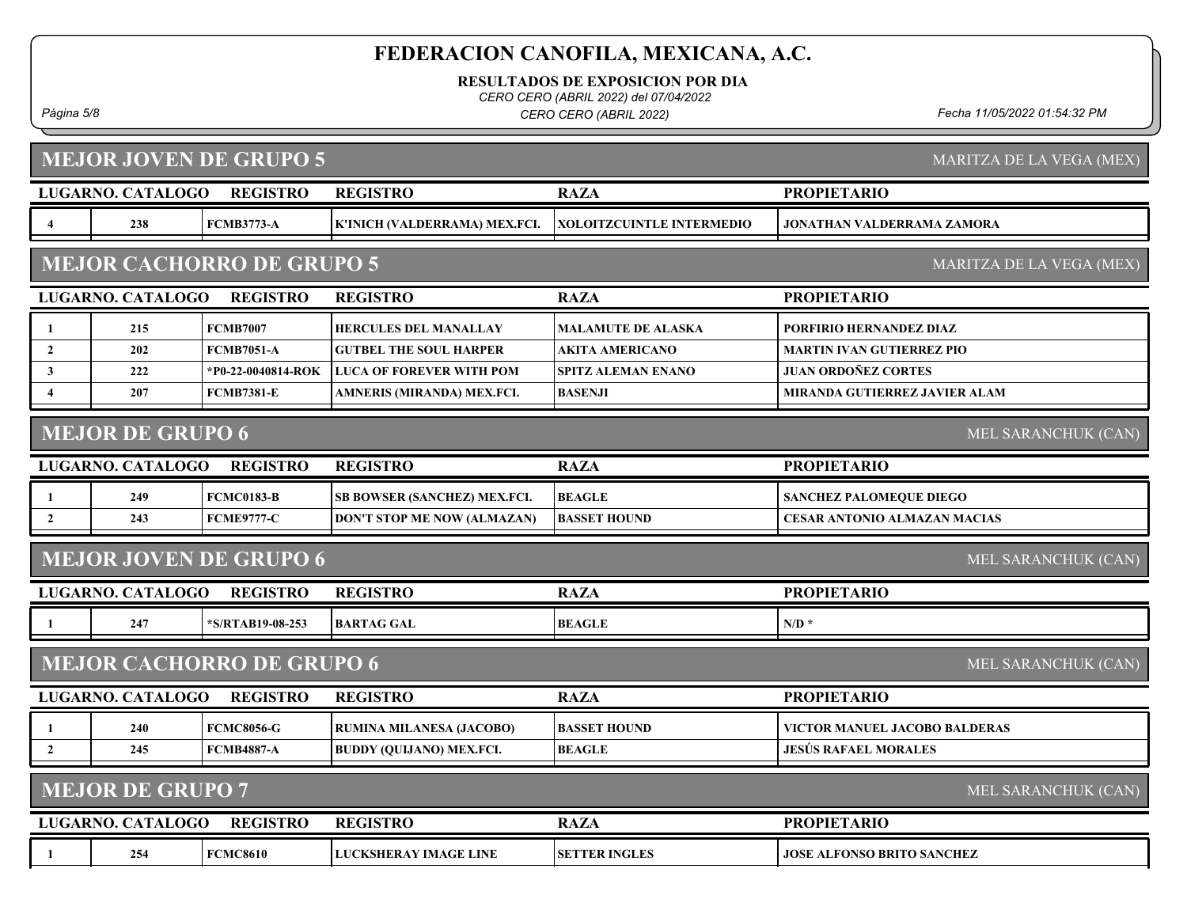# FEDERACION CANOFILA, MEXICANA, A.C.

**RESULTADOS DE EXPOSICION POR DIA**

*CERO CERO (ABRIL 2022) del 07/04/2022*

*CERO CERO (ABRIL 2022)*

*Fecha 11/05/2022 01:54:32 PM*

## MEJOR JOVEN DE GRUPO 5

MARITZA DE LA VEGA (MEX)

| LUGAR | NO. CATALOGO | REGISTRO | REGISTRO | RAZA | PROPIETARIO |
|---|---|---|---|---|---|
| 4 | 238 | FCMB3773-A | K'INICH (VALDERRAMA) MEX.FCI. | XOLOITZCUINTLE INTERMEDIO | JONATHAN VALDERRAMA ZAMORA |

## MEJOR CACHORRO DE GRUPO 5

MARITZA DE LA VEGA (MEX)

| LUGAR | NO. CATALOGO | REGISTRO | REGISTRO | RAZA | PROPIETARIO |
|---|---|---|---|---|---|
| 1 | 215 | FCMB7007 | HERCULES DEL MANALLAY | MALAMUTE DE ALASKA | PORFIRIO HERNANDEZ DIAZ |
| 2 | 202 | FCMB7051-A | GUTBEL THE SOUL HARPER | AKITA AMERICANO | MARTIN IVAN GUTIERREZ PIO |
| 3 | 222 | *P0-22-0040814-ROK | LUCA OF FOREVER WITH POM | SPITZ ALEMAN ENANO | JUAN ORDOÑEZ CORTES |
| 4 | 207 | FCMB7381-E | AMNERIS (MIRANDA) MEX.FCI. | BASENJI | MIRANDA GUTIERREZ JAVIER ALAM |

## MEJOR DE GRUPO 6

MEL SARANCHUK (CAN)

| LUGAR | NO. CATALOGO | REGISTRO | REGISTRO | RAZA | PROPIETARIO |
|---|---|---|---|---|---|
| 1 | 249 | FCMC0183-B | SB BOWSER (SANCHEZ) MEX.FCI. | BEAGLE | SANCHEZ PALOMEQUE DIEGO |
| 2 | 243 | FCME9777-C | DON'T STOP ME NOW (ALMAZAN) | BASSET HOUND | CESAR ANTONIO ALMAZAN MACIAS |

## MEJOR JOVEN DE GRUPO 6

MEL SARANCHUK (CAN)

| LUGAR | NO. CATALOGO | REGISTRO | REGISTRO | RAZA | PROPIETARIO |
|---|---|---|---|---|---|
| 1 | 247 | *S/RTAB19-08-253 | BARTAG GAL | BEAGLE | N/D * |

## MEJOR CACHORRO DE GRUPO 6

MEL SARANCHUK (CAN)

| LUGAR | NO. CATALOGO | REGISTRO | REGISTRO | RAZA | PROPIETARIO |
|---|---|---|---|---|---|
| 1 | 240 | FCMC8056-G | RUMINA MILANESA (JACOBO) | BASSET HOUND | VICTOR MANUEL JACOBO BALDERAS |
| 2 | 245 | FCMB4887-A | BUDDY (QUIJANO) MEX.FCI. | BEAGLE | JESÚS RAFAEL MORALES |

## MEJOR DE GRUPO 7

MEL SARANCHUK (CAN)

| LUGAR | NO. CATALOGO | REGISTRO | REGISTRO | RAZA | PROPIETARIO |
|---|---|---|---|---|---|
| 1 | 254 | FCMC8610 | LUCKSHERAY IMAGE LINE | SETTER INGLES | JOSE ALFONSO BRITO SANCHEZ |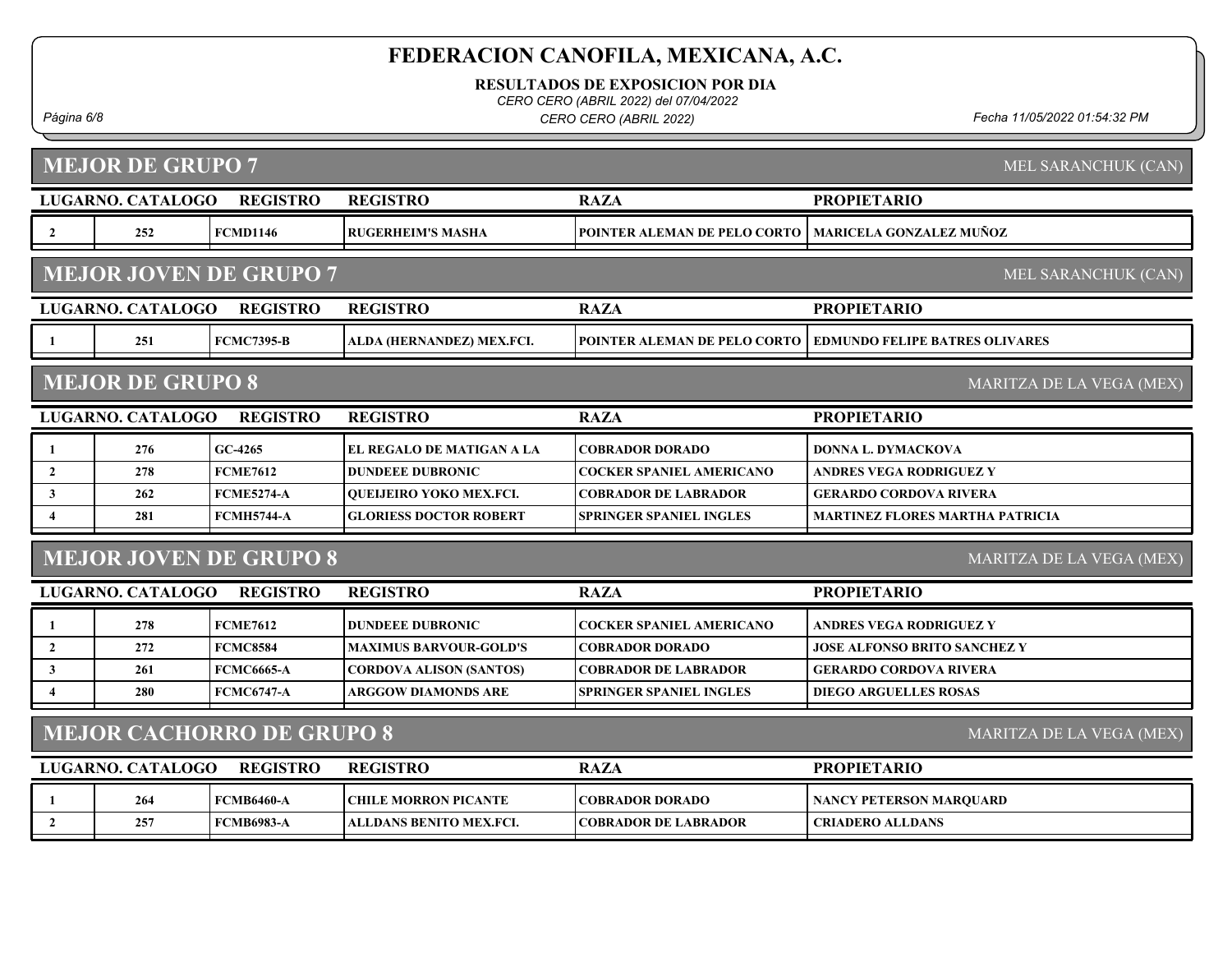# FEDERACION CANOFILA, MEXICANA, A.C.

**RESULTADOS DE EXPOSICION POR DIA**

*CERO CERO (ABRIL 2022) del 07/04/2022*

*CERO CERO (ABRIL 2022)*

*Fecha 11/05/2022 01:54:32 PM*

## MEJOR DE GRUPO 7

MEL SARANCHUK (CAN)

| LUGAR | NO. CATALOGO | REGISTRO | REGISTRO | RAZA | PROPIETARIO |
|---|---|---|---|---|---|
| 2 | 252 | FCMD1146 | RUGERHEIM'S MASHA | POINTER ALEMAN DE PELO CORTO | MARICELA GONZALEZ MUÑOZ |

## MEJOR JOVEN DE GRUPO 7

MEL SARANCHUK (CAN)

| LUGAR | NO. CATALOGO | REGISTRO | REGISTRO | RAZA | PROPIETARIO |
|---|---|---|---|---|---|
| 1 | 251 | FCMC7395-B | ALDA (HERNANDEZ) MEX.FCI. | POINTER ALEMAN DE PELO CORTO | EDMUNDO FELIPE BATRES OLIVARES |

## MEJOR DE GRUPO 8

MARITZA DE LA VEGA (MEX)

| LUGAR | NO. CATALOGO | REGISTRO | REGISTRO | RAZA | PROPIETARIO |
|---|---|---|---|---|---|
| 1 | 276 | GC-4265 | EL REGALO DE MATIGAN A LA | COBRADOR DORADO | DONNA L. DYMACKOVA |
| 2 | 278 | FCME7612 | DUNDEEE DUBRONIC | COCKER SPANIEL AMERICANO | ANDRES VEGA RODRIGUEZ Y |
| 3 | 262 | FCME5274-A | QUEIJEIRO YOKO MEX.FCI. | COBRADOR DE LABRADOR | GERARDO CORDOVA RIVERA |
| 4 | 281 | FCMH5744-A | GLORIESS DOCTOR ROBERT | SPRINGER SPANIEL INGLES | MARTINEZ FLORES MARTHA PATRICIA |

## MEJOR JOVEN DE GRUPO 8

MARITZA DE LA VEGA (MEX)

| LUGAR | NO. CATALOGO | REGISTRO | REGISTRO | RAZA | PROPIETARIO |
|---|---|---|---|---|---|
| 1 | 278 | FCME7612 | DUNDEEE DUBRONIC | COCKER SPANIEL AMERICANO | ANDRES VEGA RODRIGUEZ Y |
| 2 | 272 | FCMC8584 | MAXIMUS BARVOUR-GOLD'S | COBRADOR DORADO | JOSE ALFONSO BRITO SANCHEZ Y |
| 3 | 261 | FCMC6665-A | CORDOVA ALISON (SANTOS) | COBRADOR DE LABRADOR | GERARDO CORDOVA RIVERA |
| 4 | 280 | FCMC6747-A | ARGGOW DIAMONDS ARE | SPRINGER SPANIEL INGLES | DIEGO ARGUELLES ROSAS |

## MEJOR CACHORRO DE GRUPO 8

MARITZA DE LA VEGA (MEX)

| LUGAR | NO. CATALOGO | REGISTRO | REGISTRO | RAZA | PROPIETARIO |
|---|---|---|---|---|---|
| 1 | 264 | FCMB6460-A | CHILE MORRON PICANTE | COBRADOR DORADO | NANCY PETERSON MARQUARD |
| 2 | 257 | FCMB6983-A | ALLDANS BENITO MEX.FCI. | COBRADOR DE LABRADOR | CRIADERO ALLDANS |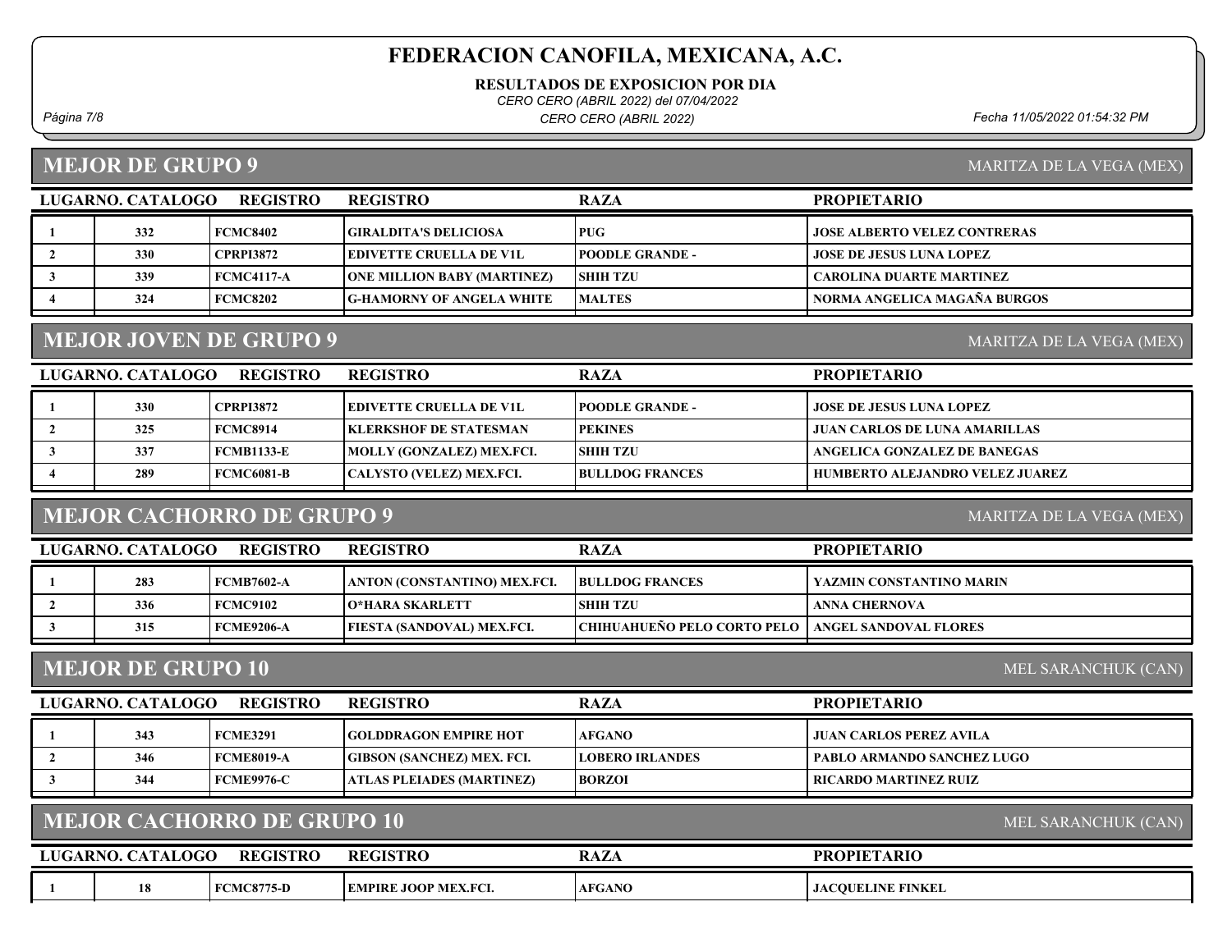# FEDERACION CANOFILA, MEXICANA, A.C.

**RESULTADOS DE EXPOSICION POR DIA**

*CERO CERO (ABRIL 2022) del 07/04/2022*

*CERO CERO (ABRIL 2022)*

*Fecha 11/05/2022 01:54:32 PM*

## MEJOR DE GRUPO 9

MARITZA DE LA VEGA (MEX)

| LUGAR | NO. CATALOGO | REGISTRO | REGISTRO | RAZA | PROPIETARIO |
|---|---|---|---|---|---|
| 1 | 332 | FCMC8402 | GIRALDITA'S DELICIOSA | PUG | JOSE ALBERTO VELEZ CONTRERAS |
| 2 | 330 | CPRPI3872 | EDIVETTE CRUELLA DE V1L | POODLE GRANDE - | JOSE DE JESUS LUNA LOPEZ |
| 3 | 339 | FCMC4117-A | ONE MILLION BABY (MARTINEZ) | SHIH TZU | CAROLINA DUARTE MARTINEZ |
| 4 | 324 | FCMC8202 | G-HAMORNY OF ANGELA WHITE | MALTES | NORMA ANGELICA MAGAÑA BURGOS |

## MEJOR JOVEN DE GRUPO 9

MARITZA DE LA VEGA (MEX)

| LUGAR | NO. CATALOGO | REGISTRO | REGISTRO | RAZA | PROPIETARIO |
|---|---|---|---|---|---|
| 1 | 330 | CPRPI3872 | EDIVETTE CRUELLA DE V1L | POODLE GRANDE - | JOSE DE JESUS LUNA LOPEZ |
| 2 | 325 | FCMC8914 | KLERKSHOF DE STATESMAN | PEKINES | JUAN CARLOS DE LUNA AMARILLAS |
| 3 | 337 | FCMB1133-E | MOLLY (GONZALEZ) MEX.FCI. | SHIH TZU | ANGELICA GONZALEZ DE BANEGAS |
| 4 | 289 | FCMC6081-B | CALYSTO (VELEZ) MEX.FCI. | BULLDOG FRANCES | HUMBERTO ALEJANDRO VELEZ JUAREZ |

## MEJOR CACHORRO DE GRUPO 9

MARITZA DE LA VEGA (MEX)

| LUGAR | NO. CATALOGO | REGISTRO | REGISTRO | RAZA | PROPIETARIO |
|---|---|---|---|---|---|
| 1 | 283 | FCMB7602-A | ANTON (CONSTANTINO) MEX.FCI. | BULLDOG FRANCES | YAZMIN CONSTANTINO MARIN |
| 2 | 336 | FCMC9102 | O*HARA SKARLETT | SHIH TZU | ANNA CHERNOVA |
| 3 | 315 | FCME9206-A | FIESTA (SANDOVAL) MEX.FCI. | CHIHUAHUEÑO PELO CORTO PELO | ANGEL SANDOVAL FLORES |

## MEJOR DE GRUPO 10

MEL SARANCHUK (CAN)

| LUGAR | NO. CATALOGO | REGISTRO | REGISTRO | RAZA | PROPIETARIO |
|---|---|---|---|---|---|
| 1 | 343 | FCME3291 | GOLDDRAGON EMPIRE HOT | AFGANO | JUAN CARLOS PEREZ AVILA |
| 2 | 346 | FCME8019-A | GIBSON (SANCHEZ) MEX. FCI. | LOBERO IRLANDES | PABLO ARMANDO SANCHEZ LUGO |
| 3 | 344 | FCME9976-C | ATLAS PLEIADES (MARTINEZ) | BORZOI | RICARDO MARTINEZ RUIZ |

## MEJOR CACHORRO DE GRUPO 10

MEL SARANCHUK (CAN)

| LUGAR | NO. CATALOGO | REGISTRO | REGISTRO | RAZA | PROPIETARIO |
|---|---|---|---|---|---|
| 1 | 18 | FCMC8775-D | EMPIRE JOOP MEX.FCI. | AFGANO | JACQUELINE FINKEL |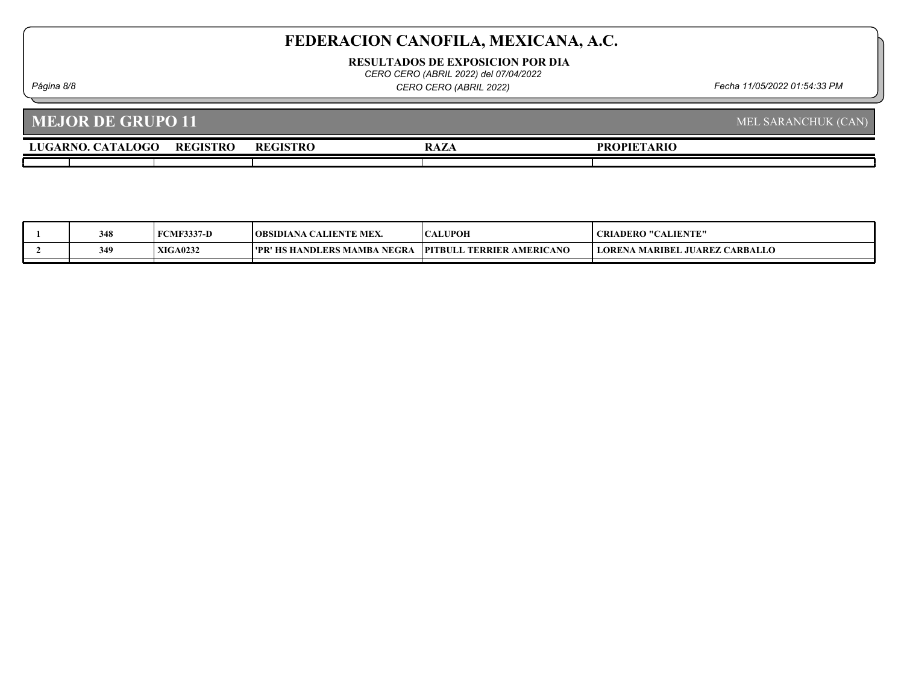# FEDERACION CANOFILA, MEXICANA, A.C.

**RESULTADOS DE EXPOSICION POR DIA**

*CERO CERO (ABRIL 2022) del 07/04/2022*

*CERO CERO (ABRIL 2022)*

*Fecha 11/05/2022 01:54:33 PM*

## MEJOR DE GRUPO 11

MEL SARANCHUK (CAN)

| LUGAR | NO. CATALOGO | REGISTRO | REGISTRO | RAZA | PROPIETARIO |
|---|---|---|---|---|---|
| 1 | 348 | FCMF3337-D | OBSIDIANA CALIENTE MEX. | CALUPOH | CRIADERO "CALIENTE" |
| 2 | 349 | XIGA0232 | 'PR' HS HANDLERS MAMBA NEGRA | PITBULL TERRIER AMERICANO | LORENA MARIBEL JUAREZ CARBALLO |